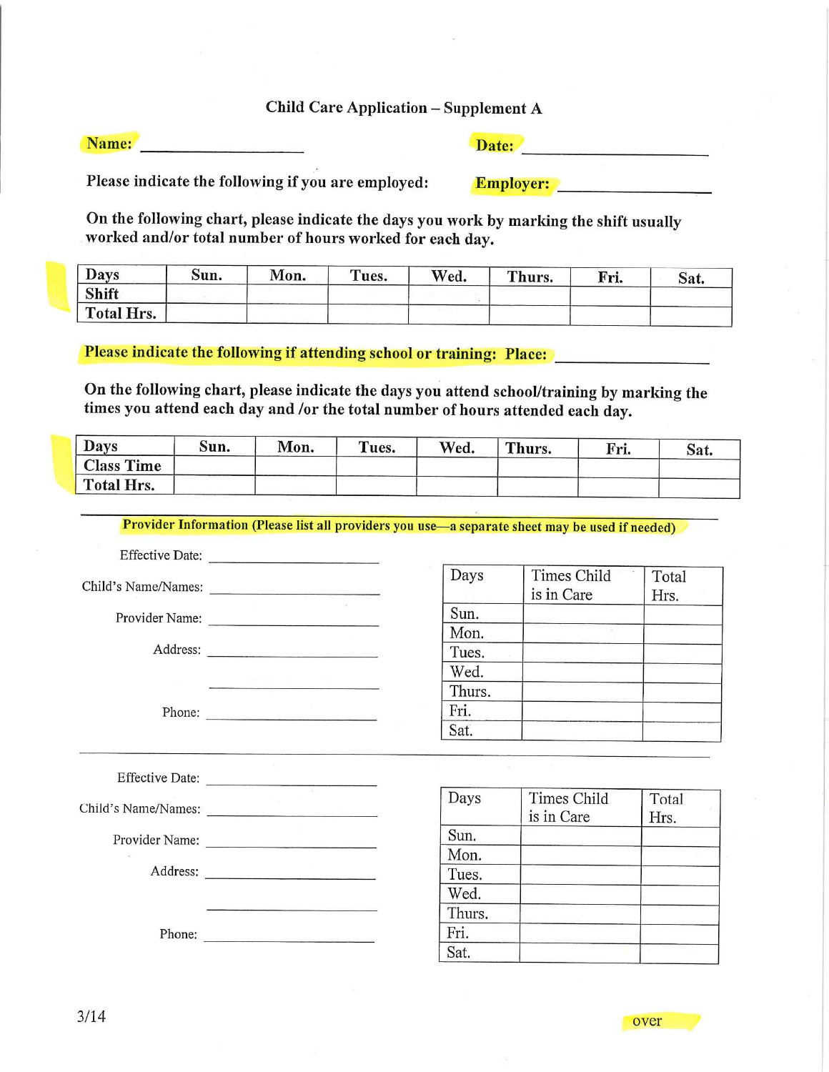# Child Care Application – Supplement A

**Name:** ____________________ **Date:** ____________________

**Please indicate the following if you are employed:** **Employer:** ____________________

**On the following chart, please indicate the days you work by marking the shift usually worked and/or total number of hours worked for each day.**

| Days | Sun. | Mon. | Tues. | Wed. | Thurs. | Fri. | Sat. |
|---|---|---|---|---|---|---|---|
| Shift | | | | | | | |
| Total Hrs. | | | | | | | |

**Please indicate the following if attending school or training: Place:** ____________________

**On the following chart, please indicate the days you attend school/training by marking the times you attend each day and /or the total number of hours attended each day.**

| Days | Sun. | Mon. | Tues. | Wed. | Thurs. | Fri. | Sat. |
|---|---|---|---|---|---|---|---|
| Class Time | | | | | | | |
| Total Hrs. | | | | | | | |

**Provider Information (Please list all providers you use—a separate sheet may be used if needed)**

Effective Date: ____________________

Child's Name/Names: ____________________

Provider Name: ____________________

Address: ____________________

____________________

Phone: ____________________

| Days | Times Child is in Care | Total Hrs. |
|---|---|---|
| Sun. | | |
| Mon. | | |
| Tues. | | |
| Wed. | | |
| Thurs. | | |
| Fri. | | |
| Sat. | | |

Effective Date: ____________________

Child's Name/Names: ____________________

Provider Name: ____________________

Address: ____________________

____________________

Phone: ____________________

| Days | Times Child is in Care | Total Hrs. |
|---|---|---|
| Sun. | | |
| Mon. | | |
| Tues. | | |
| Wed. | | |
| Thurs. | | |
| Fri. | | |
| Sat. | | |

3/14

over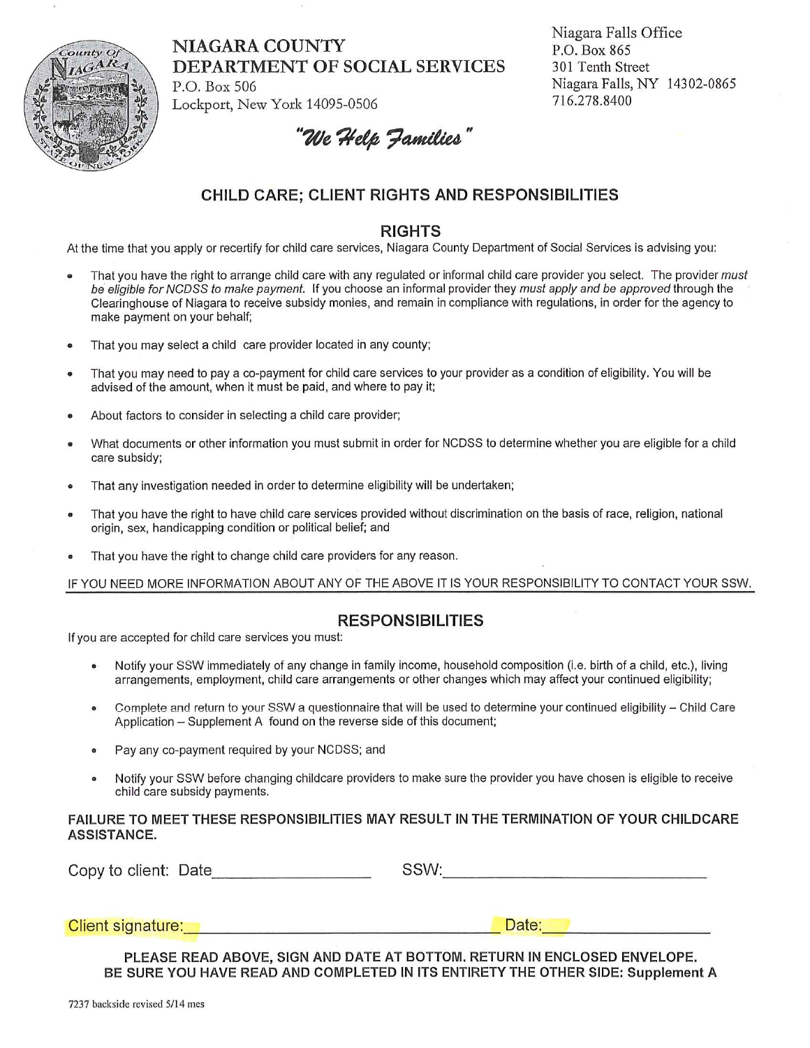**NIAGARA COUNTY**
**DEPARTMENT OF SOCIAL SERVICES**
P.O. Box 506
Lockport, New York 14095-0506

Niagara Falls Office
P.O. Box 865
301 Tenth Street
Niagara Falls, NY 14302-0865
716.278.8400

*"We Help Families"*

## CHILD CARE; CLIENT RIGHTS AND RESPONSIBILITIES

### RIGHTS

At the time that you apply or recertify for child care services, Niagara County Department of Social Services is advising you:

- That you have the right to arrange child care with any regulated or informal child care provider you select. The provider *must be eligible for NCDSS to make payment.* If you choose an informal provider they *must apply and be approved* through the Clearinghouse of Niagara to receive subsidy monies, and remain in compliance with regulations, in order for the agency to make payment on your behalf;
- That you may select a child care provider located in any county;
- That you may need to pay a co-payment for child care services to your provider as a condition of eligibility. You will be advised of the amount, when it must be paid, and where to pay it;
- About factors to consider in selecting a child care provider;
- What documents or other information you must submit in order for NCDSS to determine whether you are eligible for a child care subsidy;
- That any investigation needed in order to determine eligibility will be undertaken;
- That you have the right to have child care services provided without discrimination on the basis of race, religion, national origin, sex, handicapping condition or political belief; and
- That you have the right to change child care providers for any reason.

IF YOU NEED MORE INFORMATION ABOUT ANY OF THE ABOVE IT IS YOUR RESPONSIBILITY TO CONTACT YOUR SSW.

### RESPONSIBILITIES

If you are accepted for child care services you must:

- Notify your SSW immediately of any change in family income, household composition (i.e. birth of a child, etc.), living arrangements, employment, child care arrangements or other changes which may affect your continued eligibility;
- Complete and return to your SSW a questionnaire that will be used to determine your continued eligibility – Child Care Application – Supplement A found on the reverse side of this document;
- Pay any co-payment required by your NCDSS; and
- Notify your SSW before changing childcare providers to make sure the provider you have chosen is eligible to receive child care subsidy payments.

**FAILURE TO MEET THESE RESPONSIBILITIES MAY RESULT IN THE TERMINATION OF YOUR CHILDCARE ASSISTANCE.**

Copy to client: Date________________ SSW:____________________________

Client signature:______________________________________ Date:______________

**PLEASE READ ABOVE, SIGN AND DATE AT BOTTOM. RETURN IN ENCLOSED ENVELOPE.**
**BE SURE YOU HAVE READ AND COMPLETED IN ITS ENTIRETY THE OTHER SIDE: Supplement A**

7237 backside revised 5/14 mes